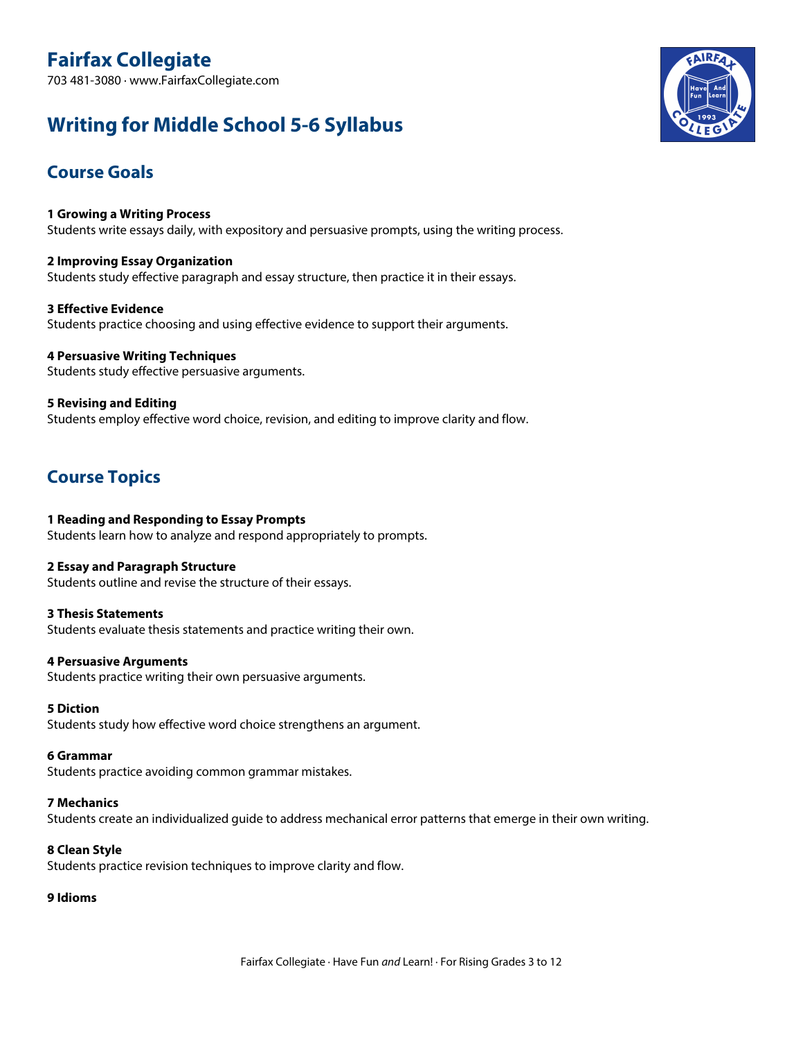# Fairfax Collegiate

703 481-3080 · www.FairfaxCollegiate.com

# Writing for Middle School 5-6 Syllabus

## Course Goals

**1 Growing a Writing Process**
Students write essays daily, with expository and persuasive prompts, using the writing process.

**2 Improving Essay Organization**
Students study effective paragraph and essay structure, then practice it in their essays.

**3 Effective Evidence**
Students practice choosing and using effective evidence to support their arguments.

**4 Persuasive Writing Techniques**
Students study effective persuasive arguments.

**5 Revising and Editing**
Students employ effective word choice, revision, and editing to improve clarity and flow.

## Course Topics

**1 Reading and Responding to Essay Prompts**
Students learn how to analyze and respond appropriately to prompts.

**2 Essay and Paragraph Structure**
Students outline and revise the structure of their essays.

**3 Thesis Statements**
Students evaluate thesis statements and practice writing their own.

**4 Persuasive Arguments**
Students practice writing their own persuasive arguments.

**5 Diction**
Students study how effective word choice strengthens an argument.

**6 Grammar**
Students practice avoiding common grammar mistakes.

**7 Mechanics**
Students create an individualized guide to address mechanical error patterns that emerge in their own writing.

**8 Clean Style**
Students practice revision techniques to improve clarity and flow.

**9 Idioms**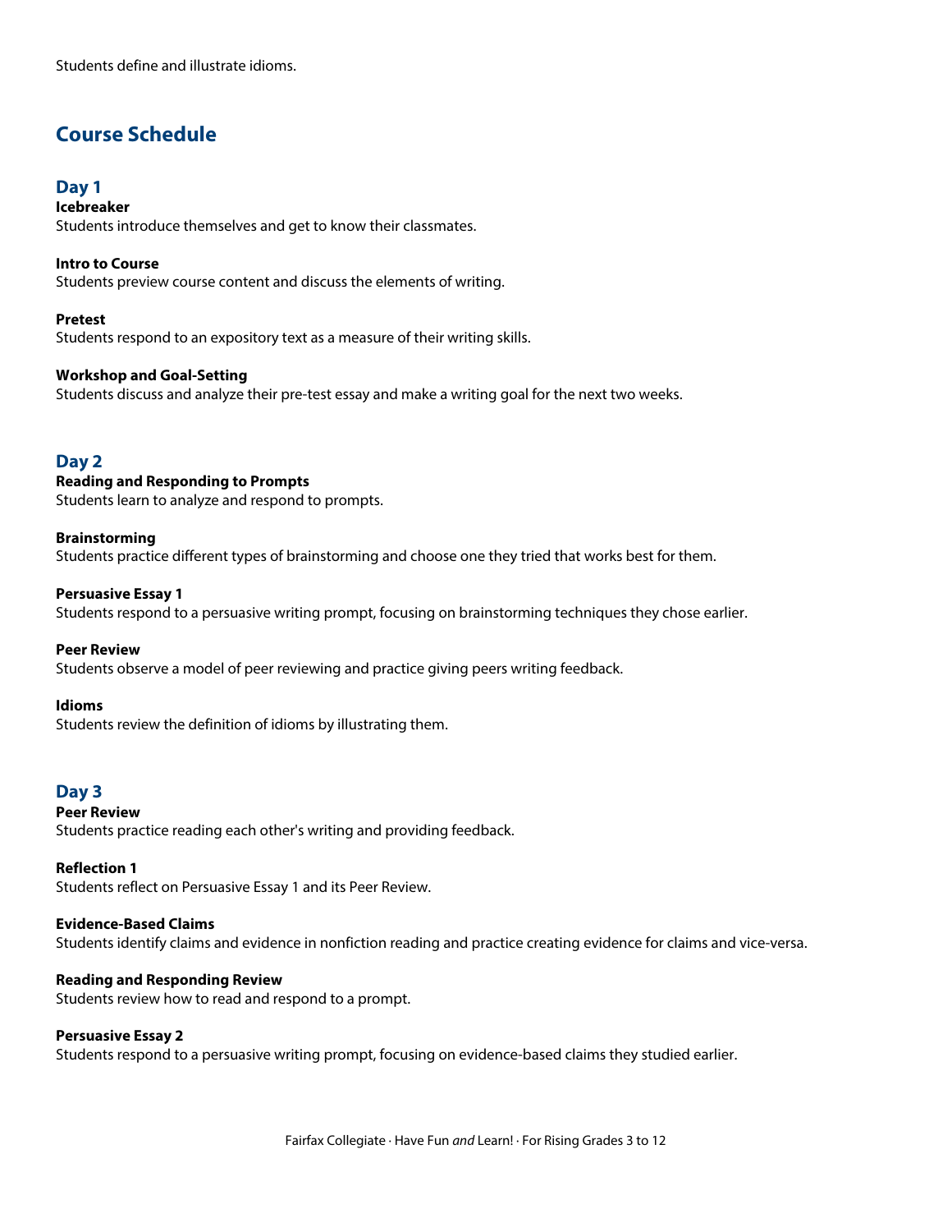Students define and illustrate idioms.

## Course Schedule

### Day 1

**Icebreaker**
Students introduce themselves and get to know their classmates.

**Intro to Course**
Students preview course content and discuss the elements of writing.

**Pretest**
Students respond to an expository text as a measure of their writing skills.

**Workshop and Goal-Setting**
Students discuss and analyze their pre-test essay and make a writing goal for the next two weeks.

### Day 2

**Reading and Responding to Prompts**
Students learn to analyze and respond to prompts.

**Brainstorming**
Students practice different types of brainstorming and choose one they tried that works best for them.

**Persuasive Essay 1**
Students respond to a persuasive writing prompt, focusing on brainstorming techniques they chose earlier.

**Peer Review**
Students observe a model of peer reviewing and practice giving peers writing feedback.

**Idioms**
Students review the definition of idioms by illustrating them.

### Day 3

**Peer Review**
Students practice reading each other's writing and providing feedback.

**Reflection 1**
Students reflect on Persuasive Essay 1 and its Peer Review.

**Evidence-Based Claims**
Students identify claims and evidence in nonfiction reading and practice creating evidence for claims and vice-versa.

**Reading and Responding Review**
Students review how to read and respond to a prompt.

**Persuasive Essay 2**
Students respond to a persuasive writing prompt, focusing on evidence-based claims they studied earlier.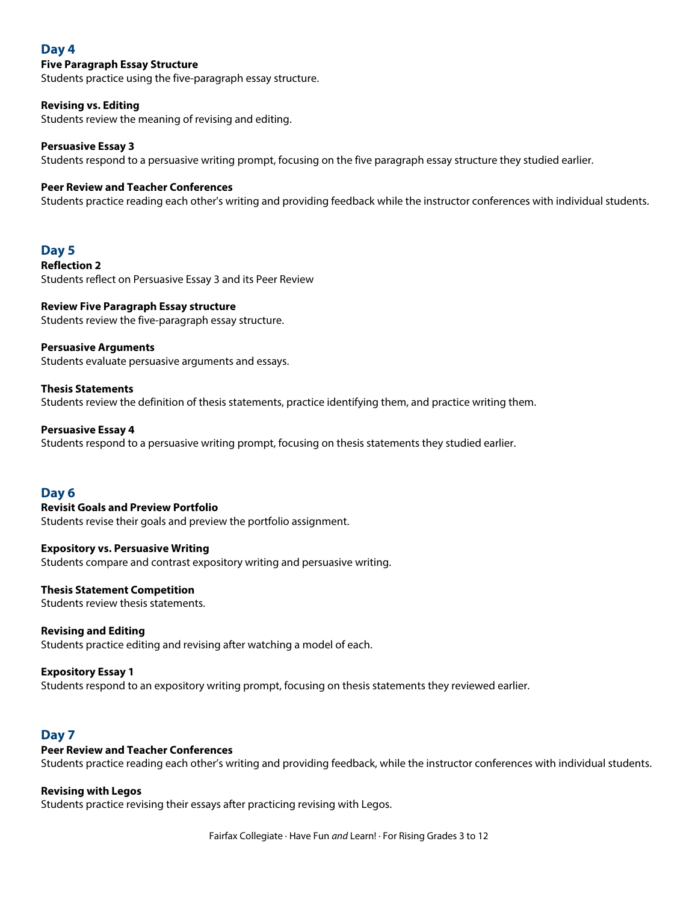## Day 4

**Five Paragraph Essay Structure**
Students practice using the five-paragraph essay structure.

**Revising vs. Editing**
Students review the meaning of revising and editing.

**Persuasive Essay 3**
Students respond to a persuasive writing prompt, focusing on the five paragraph essay structure they studied earlier.

**Peer Review and Teacher Conferences**
Students practice reading each other's writing and providing feedback while the instructor conferences with individual students.

## Day 5

**Reflection 2**
Students reflect on Persuasive Essay 3 and its Peer Review

**Review Five Paragraph Essay structure**
Students review the five-paragraph essay structure.

**Persuasive Arguments**
Students evaluate persuasive arguments and essays.

**Thesis Statements**
Students review the definition of thesis statements, practice identifying them, and practice writing them.

**Persuasive Essay 4**
Students respond to a persuasive writing prompt, focusing on thesis statements they studied earlier.

## Day 6

**Revisit Goals and Preview Portfolio**
Students revise their goals and preview the portfolio assignment.

**Expository vs. Persuasive Writing**
Students compare and contrast expository writing and persuasive writing.

**Thesis Statement Competition**
Students review thesis statements.

**Revising and Editing**
Students practice editing and revising after watching a model of each.

**Expository Essay 1**
Students respond to an expository writing prompt, focusing on thesis statements they reviewed earlier.

## Day 7

**Peer Review and Teacher Conferences**
Students practice reading each other's writing and providing feedback, while the instructor conferences with individual students.

**Revising with Legos**
Students practice revising their essays after practicing revising with Legos.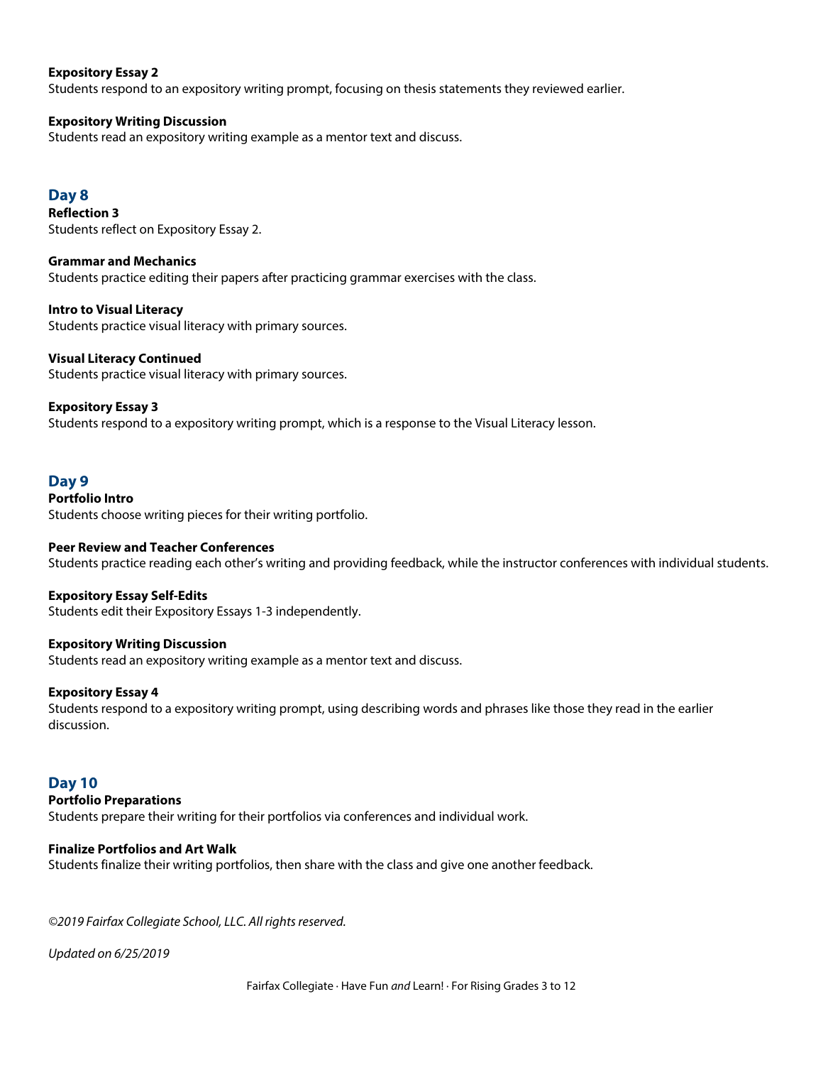**Expository Essay 2**
Students respond to an expository writing prompt, focusing on thesis statements they reviewed earlier.

**Expository Writing Discussion**
Students read an expository writing example as a mentor text and discuss.

## Day 8

**Reflection 3**
Students reflect on Expository Essay 2.

**Grammar and Mechanics**
Students practice editing their papers after practicing grammar exercises with the class.

**Intro to Visual Literacy**
Students practice visual literacy with primary sources.

**Visual Literacy Continued**
Students practice visual literacy with primary sources.

**Expository Essay 3**
Students respond to a expository writing prompt, which is a response to the Visual Literacy lesson.

## Day 9

**Portfolio Intro**
Students choose writing pieces for their writing portfolio.

**Peer Review and Teacher Conferences**
Students practice reading each other's writing and providing feedback, while the instructor conferences with individual students.

**Expository Essay Self-Edits**
Students edit their Expository Essays 1-3 independently.

**Expository Writing Discussion**
Students read an expository writing example as a mentor text and discuss.

**Expository Essay 4**
Students respond to a expository writing prompt, using describing words and phrases like those they read in the earlier discussion.

## Day 10

**Portfolio Preparations**
Students prepare their writing for their portfolios via conferences and individual work.

**Finalize Portfolios and Art Walk**
Students finalize their writing portfolios, then share with the class and give one another feedback.

*©2019 Fairfax Collegiate School, LLC. All rights reserved.*

*Updated on 6/25/2019*